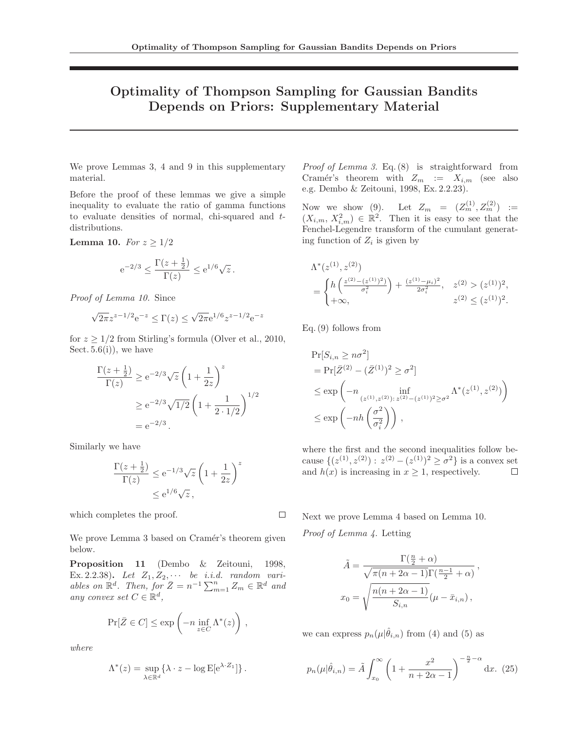# Optimality of Thompson Sampling for Gaussian Bandits Depends on Priors: Supplementary Material

We prove Lemmas 3, 4 and 9 in this supplementary material.

Before the proof of these lemmas we give a simple inequality to evaluate the ratio of gamma functions to evaluate densities of normal, chi-squared and $t$-distributions.

**Lemma 10.** *For $z \ge 1/2$*

$$\mathrm{e}^{-2/3} \le \frac{\Gamma(z+\frac{1}{2})}{\Gamma(z)} \le \mathrm{e}^{1/6}\sqrt{z}\,.$$

*Proof of Lemma 10.* Since

$$\sqrt{2\pi}z^{z-1/2}\mathrm{e}^{-z} \le \Gamma(z) \le \sqrt{2\pi}\mathrm{e}^{1/6}z^{z-1/2}\mathrm{e}^{-z}$$

for $z \ge 1/2$ from Stirling's formula (Olver et al., 2010, Sect. 5.6(i)), we have

$$\begin{aligned}\frac{\Gamma(z+\frac{1}{2})}{\Gamma(z)} &\ge \mathrm{e}^{-2/3}\sqrt{z}\left(1+\frac{1}{2z}\right)^{z}\\ &\ge \mathrm{e}^{-2/3}\sqrt{1/2}\left(1+\frac{1}{2\cdot 1/2}\right)^{1/2}\\ &= \mathrm{e}^{-2/3}\,.\end{aligned}$$

Similarly we have

$$\begin{aligned}\frac{\Gamma(z+\frac{1}{2})}{\Gamma(z)} &\le \mathrm{e}^{-1/3}\sqrt{z}\left(1+\frac{1}{2z}\right)^{z}\\ &\le \mathrm{e}^{1/6}\sqrt{z}\,,\end{aligned}$$

which completes the proof. $\square$

We prove Lemma 3 based on Cramér's theorem given below.

**Proposition 11** (Dembo & Zeitouni, 1998, Ex. 2.2.38)**.** *Let $Z_1, Z_2, \cdots$ be i.i.d. random variables on $\mathbb{R}^d$. Then, for $\bar{Z} = n^{-1}\sum_{m=1}^{n} Z_m \in \mathbb{R}^d$ and any convex set $C \in \mathbb{R}^d$,*

$$\Pr[\bar{Z} \in C] \le \exp\left(-n \inf_{z\in C}\Lambda^*(z)\right)\,,$$

*where*

$$\Lambda^*(z) = \sup_{\lambda\in\mathbb{R}^d}\{\lambda\cdot z - \log \mathrm{E}[\mathrm{e}^{\lambda\cdot Z_1}]\}\,.$$

*Proof of Lemma 3.* Eq. (8) is straightforward from Cramér's theorem with $Z_m := X_{i,m}$ (see also e.g. Dembo & Zeitouni, 1998, Ex. 2.2.23).

Now we show (9). Let $Z_m = (Z_m^{(1)}, Z_m^{(2)}) := (X_{i,m}, X_{i,m}^2) \in \mathbb{R}^2$. Then it is easy to see that the Fenchel-Legendre transform of the cumulant generating function of $Z_i$ is given by

$$\begin{aligned}&\Lambda^*(z^{(1)}, z^{(2)})\\ &= \begin{cases} h\left(\frac{z^{(2)}-(z^{(1)})^2}{\sigma_i^2}\right) + \frac{(z^{(1)}-\mu_i)^2}{2\sigma_i^2}, & z^{(2)} > (z^{(1)})^2,\\ +\infty, & z^{(2)} \le (z^{(1)})^2. \end{cases}\end{aligned}$$

Eq. (9) follows from

$$\begin{aligned}&\Pr[S_{i,n} \ge n\sigma^2]\\ &= \Pr[\bar{Z}^{(2)} - (\bar{Z}^{(1)})^2 \ge \sigma^2]\\ &\le \exp\left(-n \inf_{(z^{(1)},z^{(2)}):\, z^{(2)}-(z^{(1)})^2 \ge \sigma^2}\Lambda^*(z^{(1)}, z^{(2)})\right)\\ &\le \exp\left(-nh\left(\frac{\sigma^2}{\sigma_i^2}\right)\right)\,,\end{aligned}$$

where the first and the second inequalities follow because $\{(z^{(1)}, z^{(2)}) : z^{(2)} - (z^{(1)})^2 \ge \sigma^2\}$ is a convex set and $h(x)$ is increasing in $x \ge 1$, respectively. $\square$

Next we prove Lemma 4 based on Lemma 10.

*Proof of Lemma 4.* Letting

$$\tilde{A} = \frac{\Gamma(\frac{n}{2}+\alpha)}{\sqrt{\pi(n+2\alpha-1)}\Gamma(\frac{n-1}{2}+\alpha)}\,,$$

$$x_0 = \sqrt{\frac{n(n+2\alpha-1)}{S_{i,n}}}(\mu - \bar{x}_{i,n})\,,$$

we can express $p_n(\mu|\hat{\theta}_{i,n})$ from (4) and (5) as

$$p_n(\mu|\hat{\theta}_{i,n}) = \tilde{A}\int_{x_0}^{\infty}\left(1+\frac{x^2}{n+2\alpha-1}\right)^{-\frac{n}{2}-\alpha}\mathrm{d}x. \quad (25)$$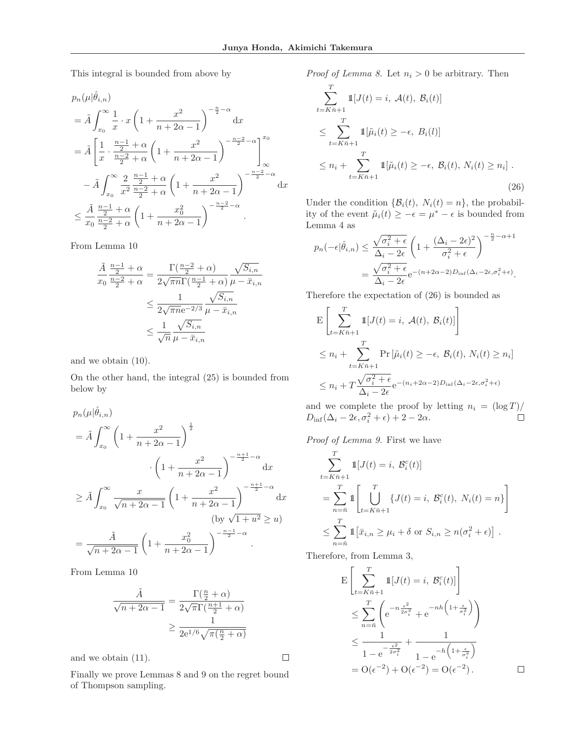This integral is bounded from above by

$$
\begin{aligned}
&p_n(\mu|\hat{\theta}_{i,n}) \\
&= \tilde{A}\int_{x_0}^{\infty} \frac{1}{x}\cdot x\left(1+\frac{x^2}{n+2\alpha-1}\right)^{-\frac{n}{2}-\alpha}\mathrm{d}x \\
&= \tilde{A}\left[\frac{1}{x}\cdot\frac{\frac{n-1}{2}+\alpha}{\frac{n-2}{2}+\alpha}\left(1+\frac{x^2}{n+2\alpha-1}\right)^{-\frac{n-2}{2}-\alpha}\right]_{\infty}^{x_0} \\
&\quad - \tilde{A}\int_{x_0}^{\infty}\frac{2}{x^2}\frac{\frac{n-1}{2}+\alpha}{\frac{n-2}{2}+\alpha}\left(1+\frac{x^2}{n+2\alpha-1}\right)^{-\frac{n-2}{2}-\alpha}\mathrm{d}x \\
&\le \frac{\tilde{A}}{x_0}\frac{\frac{n-1}{2}+\alpha}{\frac{n-2}{2}+\alpha}\left(1+\frac{x_0^2}{n+2\alpha-1}\right)^{-\frac{n-2}{2}-\alpha}.
\end{aligned}
$$

From Lemma 10

$$
\begin{aligned}
\frac{\tilde{A}}{x_0}\frac{\frac{n-1}{2}+\alpha}{\frac{n-2}{2}+\alpha} &= \frac{\Gamma(\frac{n-2}{2}+\alpha)}{2\sqrt{\pi n}\Gamma(\frac{n-1}{2}+\alpha)}\frac{\sqrt{S_{i,n}}}{\mu-\bar{x}_{i,n}} \\
&\le \frac{1}{2\sqrt{\pi n}\mathrm{e}^{-2/3}}\frac{\sqrt{S_{i,n}}}{\mu-\bar{x}_{i,n}} \\
&\le \frac{1}{\sqrt{n}}\frac{\sqrt{S_{i,n}}}{\mu-\bar{x}_{i,n}}
\end{aligned}
$$

and we obtain (10).

On the other hand, the integral (25) is bounded from below by

$$
\begin{aligned}
&p_n(\mu|\hat{\theta}_{i,n}) \\
&= \tilde{A}\int_{x_0}^{\infty}\left(1+\frac{x^2}{n+2\alpha-1}\right)^{\frac{1}{2}} \\
&\qquad\qquad \cdot\left(1+\frac{x^2}{n+2\alpha-1}\right)^{-\frac{n+1}{2}-\alpha}\mathrm{d}x \\
&\ge \tilde{A}\int_{x_0}^{\infty}\frac{x}{\sqrt{n+2\alpha-1}}\left(1+\frac{x^2}{n+2\alpha-1}\right)^{-\frac{n+1}{2}-\alpha}\mathrm{d}x \\
&\qquad\qquad\qquad\qquad (\text{by } \sqrt{1+u^2}\ge u) \\
&= \frac{\tilde{A}}{\sqrt{n+2\alpha-1}}\left(1+\frac{x_0^2}{n+2\alpha-1}\right)^{-\frac{n-1}{2}-\alpha}.
\end{aligned}
$$

From Lemma 10

$$
\begin{aligned}
\frac{\tilde{A}}{\sqrt{n+2\alpha-1}} &= \frac{\Gamma(\frac{n}{2}+\alpha)}{2\sqrt{\pi}\Gamma(\frac{n+1}{2}+\alpha)} \\
&\ge \frac{1}{2\mathrm{e}^{1/6}\sqrt{\pi(\frac{n}{2}+\alpha)}}
\end{aligned}
$$

and we obtain (11). □

Finally we prove Lemmas 8 and 9 on the regret bound of Thompson sampling.

*Proof of Lemma 8.* Let $n_i > 0$ be arbitrary. Then

$$
\begin{aligned}
&\sum_{t=K\bar{n}+1}^{T}\mathbb{1}[J(t)=i,\ \mathcal{A}(t),\ \mathcal{B}_i(t)] \\
&\le \sum_{t=K\bar{n}+1}^{T}\mathbb{1}[\tilde{\mu}_i(t)\ge-\epsilon,\ B_i(l)] \\
&\le n_i + \sum_{t=K\bar{n}+1}^{T}\mathbb{1}[\tilde{\mu}_i(t)\ge-\epsilon,\ \mathcal{B}_i(t),\ N_i(t)\ge n_i]\,.
\end{aligned} \tag{26}
$$

Under the condition $\{\mathcal{B}_i(t),\ N_i(t)=n\}$, the probability of the event $\tilde{\mu}_i(t)\ge-\epsilon=\mu^*-\epsilon$ is bounded from Lemma 4 as

$$
\begin{aligned}
p_n(-\epsilon|\hat{\theta}_{i,n}) &\le \frac{\sqrt{\sigma_i^2+\epsilon}}{\Delta_i-2\epsilon}\left(1+\frac{(\Delta_i-2\epsilon)^2}{\sigma_i^2+\epsilon}\right)^{-\frac{n}{2}-\alpha+1} \\
&= \frac{\sqrt{\sigma_i^2+\epsilon}}{\Delta_i-2\epsilon}\mathrm{e}^{-(n+2\alpha-2)D_{\inf}(\Delta_i-2\epsilon,\sigma_i^2+\epsilon)}.
\end{aligned}
$$

Therefore the expectation of (26) is bounded as

$$
\begin{aligned}
&\mathrm{E}\left[\sum_{t=K\bar{n}+1}^{T}\mathbb{1}[J(t)=i,\ \mathcal{A}(t),\ \mathcal{B}_i(t)]\right] \\
&\le n_i + \sum_{t=K\bar{n}+1}^{T}\Pr\left[\tilde{\mu}_i(t)\ge-\epsilon,\ \mathcal{B}_i(t),\ N_i(t)\ge n_i\right] \\
&\le n_i + T\frac{\sqrt{\sigma_i^2+\epsilon}}{\Delta_i-2\epsilon}\mathrm{e}^{-(n_i+2\alpha-2)D_{\inf}(\Delta_i-2\epsilon,\sigma_i^2+\epsilon)}
\end{aligned}
$$

and we complete the proof by letting $n_i = (\log T)/D_{\inf}(\Delta_i-2\epsilon,\sigma_i^2+\epsilon)+2-2\alpha$. □

*Proof of Lemma 9.* First we have

$$
\begin{aligned}
&\sum_{t=K\bar{n}+1}^{T}\mathbb{1}[J(t)=i,\ \mathcal{B}_i^c(t)] \\
&= \sum_{n=\bar{n}}^{T}\mathbb{1}\left[\bigcup_{t=K\bar{n}+1}^{T}\{J(t)=i,\ \mathcal{B}_i^c(t),\ N_i(t)=n\}\right] \\
&\le \sum_{n=\bar{n}}^{T}\mathbb{1}\left[\bar{x}_{i,n}\ge\mu_i+\delta \text{ or } S_{i,n}\ge n(\sigma_i^2+\epsilon)\right].
\end{aligned}
$$

Therefore, from Lemma 3,

$$
\begin{aligned}
&\mathrm{E}\left[\sum_{t=K\bar{n}+1}^{T}\mathbb{1}[J(t)=i,\ \mathcal{B}_i^c(t)]\right] \\
&\le \sum_{n=\bar{n}}^{T}\left(\mathrm{e}^{-n\frac{\epsilon^2}{2\sigma_i^2}}+\mathrm{e}^{-nh\left(1+\frac{\epsilon}{\sigma_i^2}\right)}\right) \\
&\le \frac{1}{1-\mathrm{e}^{-\frac{\epsilon^2}{2\sigma_i^2}}}+\frac{1}{1-\mathrm{e}^{-h\left(1+\frac{\epsilon}{\sigma_i^2}\right)}} \\
&= \mathrm{O}(\epsilon^{-2})+\mathrm{O}(\epsilon^{-2}) = \mathrm{O}(\epsilon^{-2})\,.
\end{aligned}
$$

□